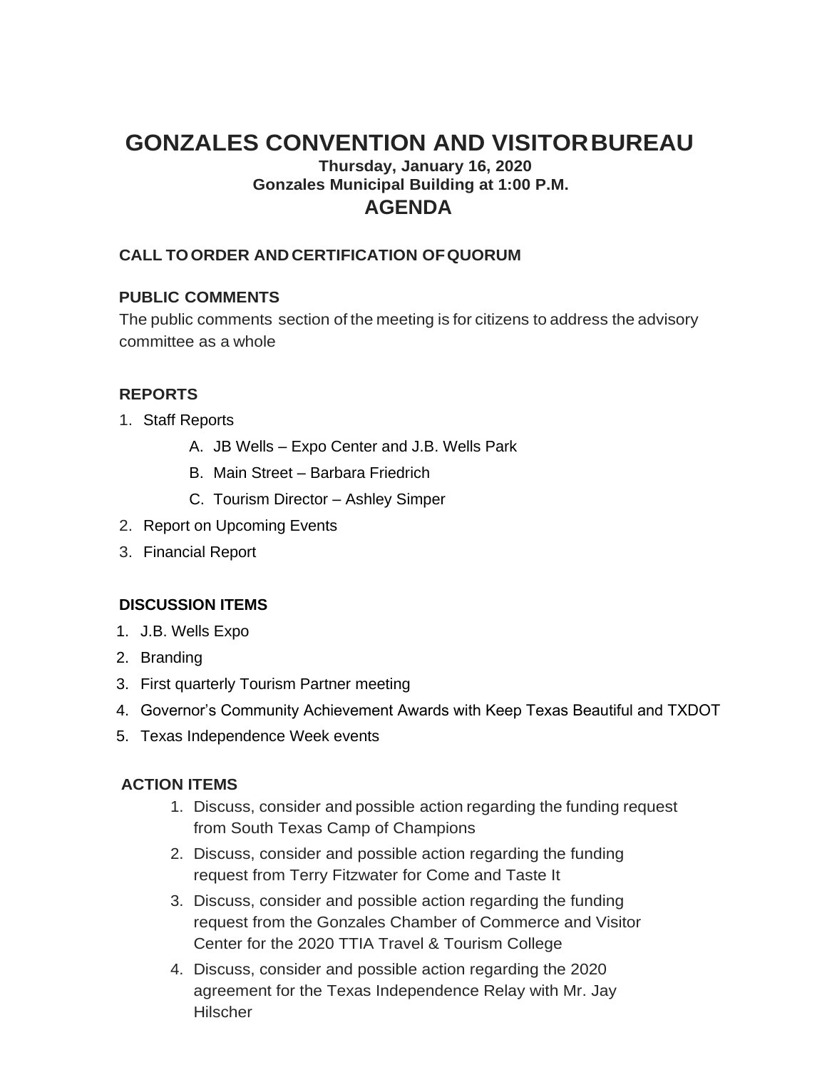# GONZALES CONVENTION AND VISITOR BUREAU

**Thursday, January 16, 2020**
**Gonzales Municipal Building at 1:00 P.M.**

## AGENDA

### CALL TO ORDER AND CERTIFICATION OF QUORUM

### PUBLIC COMMENTS

The public comments section of the meeting is for citizens to address the advisory committee as a whole

### REPORTS

1. Staff Reports
   - A. JB Wells – Expo Center and J.B. Wells Park
   - B. Main Street – Barbara Friedrich
   - C. Tourism Director – Ashley Simper
2. Report on Upcoming Events
3. Financial Report

### DISCUSSION ITEMS

1. J.B. Wells Expo
2. Branding
3. First quarterly Tourism Partner meeting
4. Governor's Community Achievement Awards with Keep Texas Beautiful and TXDOT
5. Texas Independence Week events

### ACTION ITEMS

1. Discuss, consider and possible action regarding the funding request from South Texas Camp of Champions
2. Discuss, consider and possible action regarding the funding request from Terry Fitzwater for Come and Taste It
3. Discuss, consider and possible action regarding the funding request from the Gonzales Chamber of Commerce and Visitor Center for the 2020 TTIA Travel & Tourism College
4. Discuss, consider and possible action regarding the 2020 agreement for the Texas Independence Relay with Mr. Jay Hilscher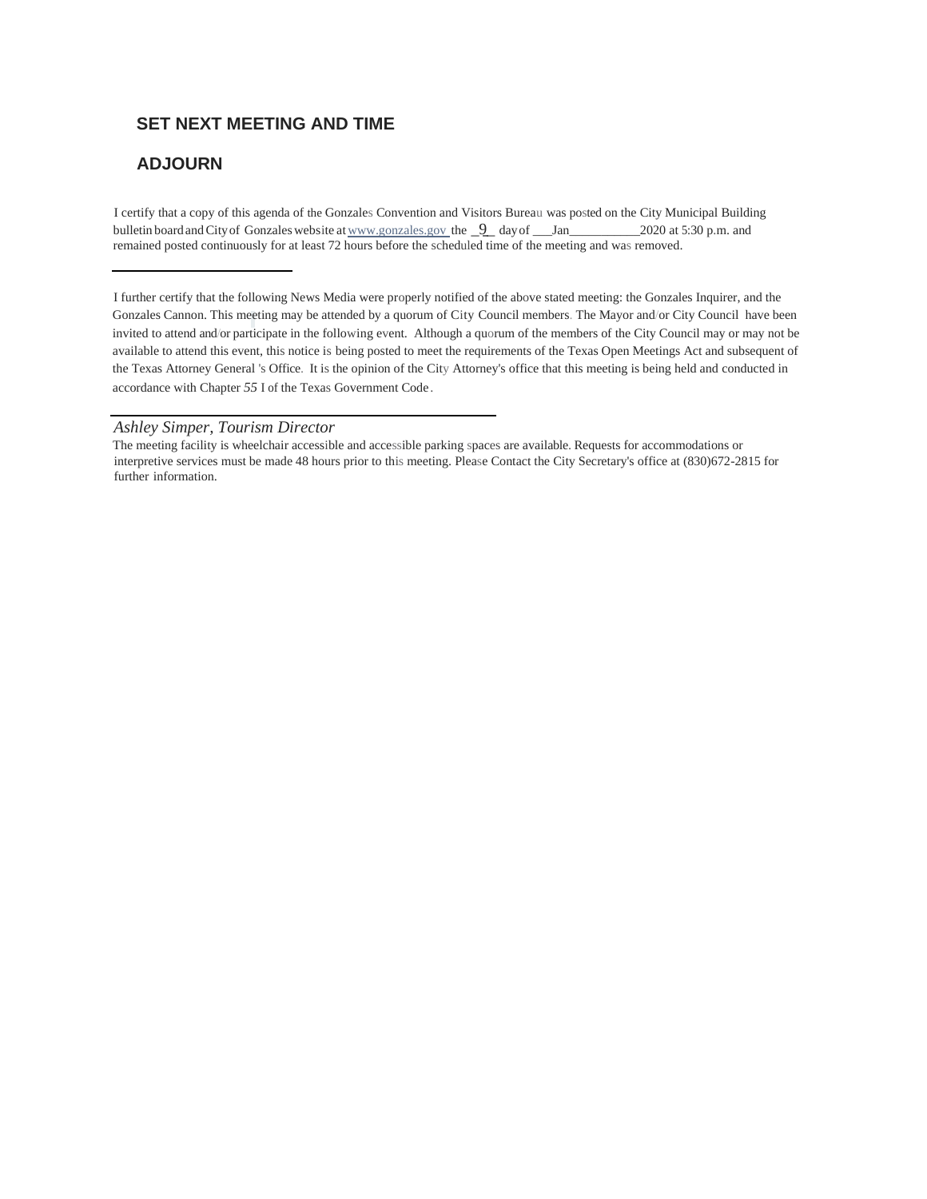## SET NEXT MEETING AND TIME

## ADJOURN

I certify that a copy of this agenda of the Gonzales Convention and Visitors Bureau was posted on the City Municipal Building bulletin board and City of Gonzales website at www.gonzales.gov the _9_ day of ___Jan___________2020 at 5:30 p.m. and remained posted continuously for at least 72 hours before the scheduled time of the meeting and was removed.

______________________

I further certify that the following News Media were properly notified of the above stated meeting: the Gonzales Inquirer, and the Gonzales Cannon. This meeting may be attended by a quorum of City Council members. The Mayor and/or City Council have been invited to attend and/or participate in the following event. Although a quorum of the members of the City Council may or may not be available to attend this event, this notice is being posted to meet the requirements of the Texas Open Meetings Act and subsequent of the Texas Attorney General 's Office. It is the opinion of the City Attorney's office that this meeting is being held and conducted in accordance with Chapter *55* I of the Texas Government Code.

______________________________________

*Ashley Simper, Tourism Director*

The meeting facility is wheelchair accessible and accessible parking spaces are available. Requests for accommodations or interpretive services must be made 48 hours prior to this meeting. Please Contact the City Secretary's office at (830)672-2815 for further information.